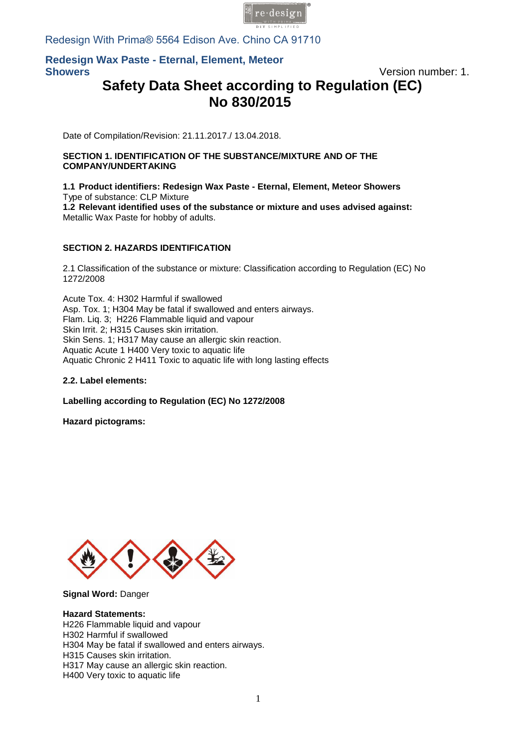Redesign With Prima® 5564 Edison Ave. Chino CA 91710

**Redesign Wax Paste - Eternal, Element, Meteor Showers**

Version number: 1.

# Safety Data Sheet according to Regulation (EC) No 830/2015

Date of Compilation/Revision: 21.11.2017./ 13.04.2018.

## SECTION 1. IDENTIFICATION OF THE SUBSTANCE/MIXTURE AND OF THE COMPANY/UNDERTAKING

**1.1 Product identifiers: Redesign Wax Paste - Eternal, Element, Meteor Showers**
Type of substance: CLP Mixture
**1.2 Relevant identified uses of the substance or mixture and uses advised against:**
Metallic Wax Paste for hobby of adults.

## SECTION 2. HAZARDS IDENTIFICATION

2.1 Classification of the substance or mixture: Classification according to Regulation (EC) No 1272/2008

Acute Tox. 4: H302 Harmful if swallowed
Asp. Tox. 1; H304 May be fatal if swallowed and enters airways.
Flam. Liq. 3; H226 Flammable liquid and vapour
Skin Irrit. 2; H315 Causes skin irritation.
Skin Sens. 1; H317 May cause an allergic skin reaction.
Aquatic Acute 1 H400 Very toxic to aquatic life
Aquatic Chronic 2 H411 Toxic to aquatic life with long lasting effects

**2.2. Label elements:**

**Labelling according to Regulation (EC) No 1272/2008**

**Hazard pictograms:**

**Signal Word:** Danger

**Hazard Statements:**
H226 Flammable liquid and vapour
H302 Harmful if swallowed
H304 May be fatal if swallowed and enters airways.
H315 Causes skin irritation.
H317 May cause an allergic skin reaction.
H400 Very toxic to aquatic life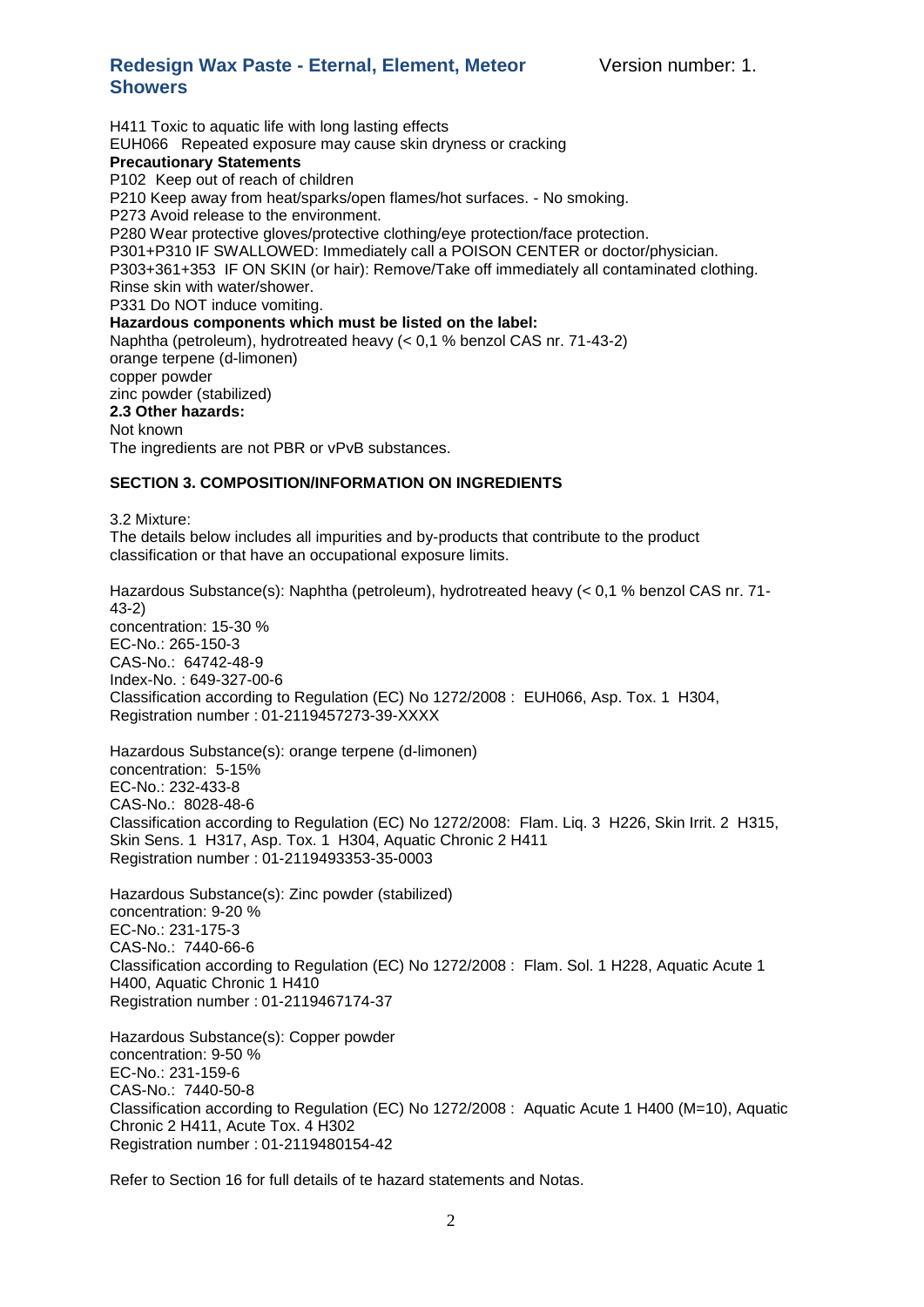H411 Toxic to aquatic life with long lasting effects
EUH066 Repeated exposure may cause skin dryness or cracking

**Precautionary Statements**

P102 Keep out of reach of children
P210 Keep away from heat/sparks/open flames/hot surfaces. - No smoking.
P273 Avoid release to the environment.
P280 Wear protective gloves/protective clothing/eye protection/face protection.
P301+P310 IF SWALLOWED: Immediately call a POISON CENTER or doctor/physician.
P303+361+353 IF ON SKIN (or hair): Remove/Take off immediately all contaminated clothing. Rinse skin with water/shower.
P331 Do NOT induce vomiting.

**Hazardous components which must be listed on the label:**

Naphtha (petroleum), hydrotreated heavy (< 0,1 % benzol CAS nr. 71-43-2)
orange terpene (d-limonen)
copper powder
zinc powder (stabilized)

**2.3 Other hazards:**

Not known
The ingredients are not PBR or vPvB substances.

## SECTION 3. COMPOSITION/INFORMATION ON INGREDIENTS

3.2 Mixture:
The details below includes all impurities and by-products that contribute to the product classification or that have an occupational exposure limits.

Hazardous Substance(s): Naphtha (petroleum), hydrotreated heavy (< 0,1 % benzol CAS nr. 71-43-2)
concentration: 15-30 %
EC-No.: 265-150-3
CAS-No.: 64742-48-9
Index-No. : 649-327-00-6
Classification according to Regulation (EC) No 1272/2008 : EUH066, Asp. Tox. 1 H304,
Registration number : 01-2119457273-39-XXXX

Hazardous Substance(s): orange terpene (d-limonen)
concentration: 5-15%
EC-No.: 232-433-8
CAS-No.: 8028-48-6
Classification according to Regulation (EC) No 1272/2008: Flam. Liq. 3 H226, Skin Irrit. 2 H315, Skin Sens. 1 H317, Asp. Tox. 1 H304, Aquatic Chronic 2 H411
Registration number : 01-2119493353-35-0003

Hazardous Substance(s): Zinc powder (stabilized)
concentration: 9-20 %
EC-No.: 231-175-3
CAS-No.: 7440-66-6
Classification according to Regulation (EC) No 1272/2008 : Flam. Sol. 1 H228, Aquatic Acute 1 H400, Aquatic Chronic 1 H410
Registration number : 01-2119467174-37

Hazardous Substance(s): Copper powder
concentration: 9-50 %
EC-No.: 231-159-6
CAS-No.: 7440-50-8
Classification according to Regulation (EC) No 1272/2008 : Aquatic Acute 1 H400 (M=10), Aquatic Chronic 2 H411, Acute Tox. 4 H302
Registration number : 01-2119480154-42

Refer to Section 16 for full details of te hazard statements and Notas.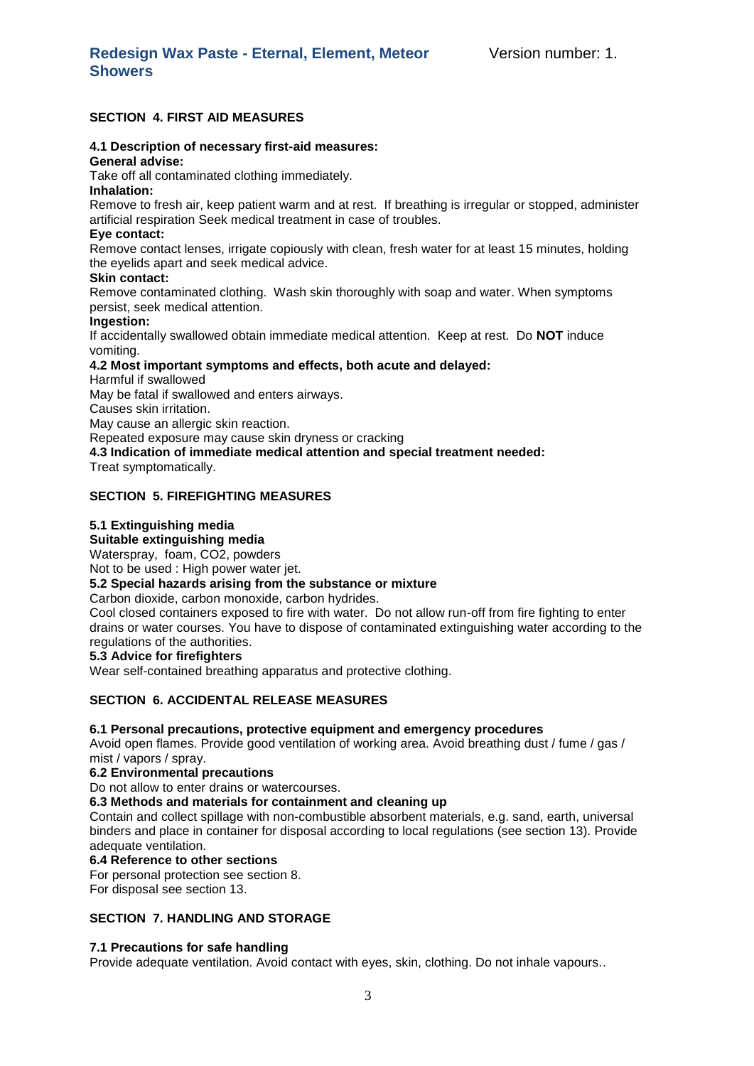## SECTION 4. FIRST AID MEASURES

### 4.1 Description of necessary first-aid measures:

**General advise:**

Take off all contaminated clothing immediately.

**Inhalation:**

Remove to fresh air, keep patient warm and at rest. If breathing is irregular or stopped, administer artificial respiration Seek medical treatment in case of troubles.

**Eye contact:**

Remove contact lenses, irrigate copiously with clean, fresh water for at least 15 minutes, holding the eyelids apart and seek medical advice.

**Skin contact:**

Remove contaminated clothing. Wash skin thoroughly with soap and water. When symptoms persist, seek medical attention.

**Ingestion:**

If accidentally swallowed obtain immediate medical attention. Keep at rest. Do **NOT** induce vomiting.

### 4.2 Most important symptoms and effects, both acute and delayed:

Harmful if swallowed

May be fatal if swallowed and enters airways.

Causes skin irritation.

May cause an allergic skin reaction.

Repeated exposure may cause skin dryness or cracking

### 4.3 Indication of immediate medical attention and special treatment needed:

Treat symptomatically.

## SECTION 5. FIREFIGHTING MEASURES

### 5.1 Extinguishing media

**Suitable extinguishing media**

Waterspray, foam, CO2, powders

Not to be used : High power water jet.

### 5.2 Special hazards arising from the substance or mixture

Carbon dioxide, carbon monoxide, carbon hydrides.

Cool closed containers exposed to fire with water. Do not allow run-off from fire fighting to enter drains or water courses. You have to dispose of contaminated extinguishing water according to the regulations of the authorities.

### 5.3 Advice for firefighters

Wear self-contained breathing apparatus and protective clothing.

## SECTION 6. ACCIDENTAL RELEASE MEASURES

### 6.1 Personal precautions, protective equipment and emergency procedures

Avoid open flames. Provide good ventilation of working area. Avoid breathing dust / fume / gas / mist / vapors / spray.

### 6.2 Environmental precautions

Do not allow to enter drains or watercourses.

### 6.3 Methods and materials for containment and cleaning up

Contain and collect spillage with non-combustible absorbent materials, e.g. sand, earth, universal binders and place in container for disposal according to local regulations (see section 13). Provide adequate ventilation.

### 6.4 Reference to other sections

For personal protection see section 8.

For disposal see section 13.

## SECTION 7. HANDLING AND STORAGE

### 7.1 Precautions for safe handling

Provide adequate ventilation. Avoid contact with eyes, skin, clothing. Do not inhale vapours..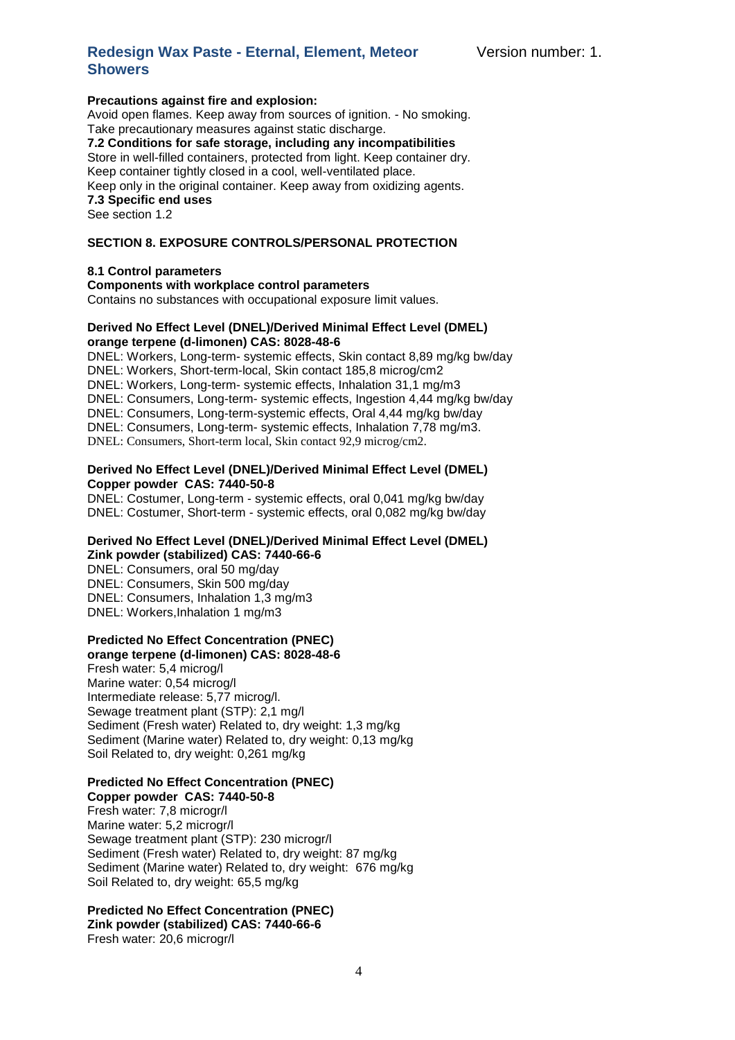**Precautions against fire and explosion:**
Avoid open flames. Keep away from sources of ignition. - No smoking.
Take precautionary measures against static discharge.

**7.2 Conditions for safe storage, including any incompatibilities**
Store in well-filled containers, protected from light. Keep container dry.
Keep container tightly closed in a cool, well-ventilated place.
Keep only in the original container. Keep away from oxidizing agents.

**7.3 Specific end uses**
See section 1.2

## SECTION 8. EXPOSURE CONTROLS/PERSONAL PROTECTION

**8.1 Control parameters**
**Components with workplace control parameters**
Contains no substances with occupational exposure limit values.

**Derived No Effect Level (DNEL)/Derived Minimal Effect Level (DMEL)**
**orange terpene (d-limonen) CAS: 8028-48-6**
DNEL: Workers, Long-term- systemic effects, Skin contact 8,89 mg/kg bw/day
DNEL: Workers, Short-term-local, Skin contact 185,8 microg/cm2
DNEL: Workers, Long-term- systemic effects, Inhalation 31,1 mg/m3
DNEL: Consumers, Long-term- systemic effects, Ingestion 4,44 mg/kg bw/day
DNEL: Consumers, Long-term-systemic effects, Oral 4,44 mg/kg bw/day
DNEL: Consumers, Long-term- systemic effects, Inhalation 7,78 mg/m3.
DNEL: Consumers, Short-term local, Skin contact 92,9 microg/cm2.

**Derived No Effect Level (DNEL)/Derived Minimal Effect Level (DMEL)**
**Copper powder CAS: 7440-50-8**
DNEL: Costumer, Long-term - systemic effects, oral 0,041 mg/kg bw/day
DNEL: Costumer, Short-term - systemic effects, oral 0,082 mg/kg bw/day

**Derived No Effect Level (DNEL)/Derived Minimal Effect Level (DMEL)**
**Zink powder (stabilized) CAS: 7440-66-6**
DNEL: Consumers, oral 50 mg/day
DNEL: Consumers, Skin 500 mg/day
DNEL: Consumers, Inhalation 1,3 mg/m3
DNEL: Workers,Inhalation 1 mg/m3

**Predicted No Effect Concentration (PNEC)**
**orange terpene (d-limonen) CAS: 8028-48-6**
Fresh water: 5,4 microg/l
Marine water: 0,54 microg/l
Intermediate release: 5,77 microg/l.
Sewage treatment plant (STP): 2,1 mg/l
Sediment (Fresh water) Related to, dry weight: 1,3 mg/kg
Sediment (Marine water) Related to, dry weight: 0,13 mg/kg
Soil Related to, dry weight: 0,261 mg/kg

**Predicted No Effect Concentration (PNEC)**
**Copper powder CAS: 7440-50-8**
Fresh water: 7,8 microgr/l
Marine water: 5,2 microgr/l
Sewage treatment plant (STP): 230 microgr/l
Sediment (Fresh water) Related to, dry weight: 87 mg/kg
Sediment (Marine water) Related to, dry weight: 676 mg/kg
Soil Related to, dry weight: 65,5 mg/kg

**Predicted No Effect Concentration (PNEC)**
**Zink powder (stabilized) CAS: 7440-66-6**
Fresh water: 20,6 microgr/l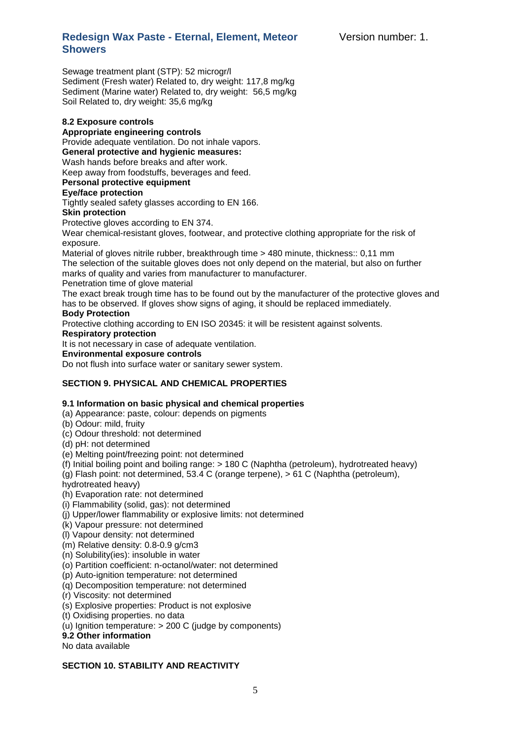Sewage treatment plant (STP): 52 microgr/l
Sediment (Fresh water) Related to, dry weight: 117,8 mg/kg
Sediment (Marine water) Related to, dry weight:  56,5 mg/kg
Soil Related to, dry weight: 35,6 mg/kg

**8.2 Exposure controls**

**Appropriate engineering controls**

Provide adequate ventilation. Do not inhale vapors.

**General protective and hygienic measures:**

Wash hands before breaks and after work.

Keep away from foodstuffs, beverages and feed.

**Personal protective equipment**

**Eye/face protection**

Tightly sealed safety glasses according to EN 166.

**Skin protection**

Protective gloves according to EN 374.

Wear chemical-resistant gloves, footwear, and protective clothing appropriate for the risk of exposure.

Material of gloves nitrile rubber, breakthrough time > 480 minute, thickness:: 0,11 mm

The selection of the suitable gloves does not only depend on the material, but also on further marks of quality and varies from manufacturer to manufacturer.

Penetration time of glove material

The exact break trough time has to be found out by the manufacturer of the protective gloves and has to be observed. If gloves show signs of aging, it should be replaced immediately.

**Body Protection**

Protective clothing according to EN ISO 20345: it will be resistent against solvents.

**Respiratory protection**

It is not necessary in case of adequate ventilation.

**Environmental exposure controls**

Do not flush into surface water or sanitary sewer system.

## SECTION 9. PHYSICAL AND CHEMICAL PROPERTIES

**9.1 Information on basic physical and chemical properties**

(a) Appearance: paste, colour: depends on pigments
(b) Odour: mild, fruity
(c) Odour threshold: not determined
(d) pH: not determined
(e) Melting point/freezing point: not determined
(f) Initial boiling point and boiling range: > 180 C (Naphtha (petroleum), hydrotreated heavy)
(g) Flash point: not determined, 53.4 C (orange terpene), > 61 C (Naphtha (petroleum), hydrotreated heavy)
(h) Evaporation rate: not determined
(i) Flammability (solid, gas): not determined
(j) Upper/lower flammability or explosive limits: not determined
(k) Vapour pressure: not determined
(l) Vapour density: not determined
(m) Relative density: 0.8-0.9 g/cm3
(n) Solubility(ies): insoluble in water
(o) Partition coefficient: n-octanol/water: not determined
(p) Auto-ignition temperature: not determined
(q) Decomposition temperature: not determined
(r) Viscosity: not determined
(s) Explosive properties: Product is not explosive
(t) Oxidising properties. no data
(u) Ignition temperature: > 200 C (judge by components)

**9.2 Other information**

No data available

## SECTION 10. STABILITY AND REACTIVITY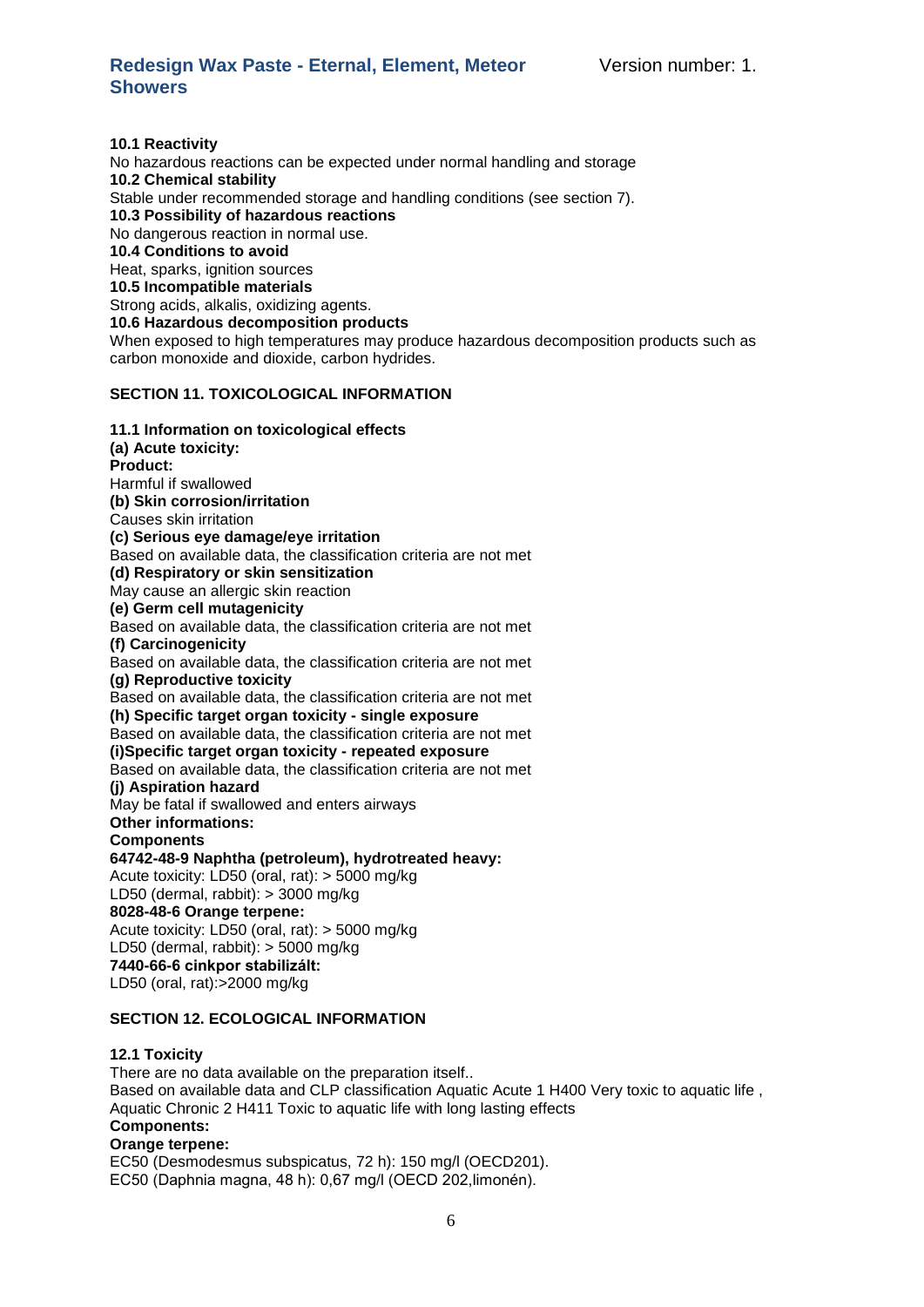**10.1 Reactivity**
No hazardous reactions can be expected under normal handling and storage
**10.2 Chemical stability**
Stable under recommended storage and handling conditions (see section 7).
**10.3 Possibility of hazardous reactions**
No dangerous reaction in normal use.
**10.4 Conditions to avoid**
Heat, sparks, ignition sources
**10.5 Incompatible materials**
Strong acids, alkalis, oxidizing agents.
**10.6 Hazardous decomposition products**
When exposed to high temperatures may produce hazardous decomposition products such as carbon monoxide and dioxide, carbon hydrides.

## SECTION 11. TOXICOLOGICAL INFORMATION

**11.1 Information on toxicological effects**
**(a) Acute toxicity:**
**Product:**
Harmful if swallowed
**(b) Skin corrosion/irritation**
Causes skin irritation
**(c) Serious eye damage/eye irritation**
Based on available data, the classification criteria are not met
**(d) Respiratory or skin sensitization**
May cause an allergic skin reaction
**(e) Germ cell mutagenicity**
Based on available data, the classification criteria are not met
**(f) Carcinogenicity**
Based on available data, the classification criteria are not met
**(g) Reproductive toxicity**
Based on available data, the classification criteria are not met
**(h) Specific target organ toxicity - single exposure**
Based on available data, the classification criteria are not met
**(i)Specific target organ toxicity - repeated exposure**
Based on available data, the classification criteria are not met
**(j) Aspiration hazard**
May be fatal if swallowed and enters airways
**Other informations:**
**Components**
**64742-48-9 Naphtha (petroleum), hydrotreated heavy:**
Acute toxicity: LD50 (oral, rat): > 5000 mg/kg
LD50 (dermal, rabbit): > 3000 mg/kg
**8028-48-6 Orange terpene:**
Acute toxicity: LD50 (oral, rat): > 5000 mg/kg
LD50 (dermal, rabbit): > 5000 mg/kg
**7440-66-6 cinkpor stabilizált:**
LD50 (oral, rat):>2000 mg/kg

## SECTION 12. ECOLOGICAL INFORMATION

**12.1 Toxicity**
There are no data available on the preparation itself..
Based on available data and CLP classification Aquatic Acute 1 H400 Very toxic to aquatic life , Aquatic Chronic 2 H411 Toxic to aquatic life with long lasting effects
**Components:**
**Orange terpene:**
EC50 (Desmodesmus subspicatus, 72 h): 150 mg/l (OECD201).
EC50 (Daphnia magna, 48 h): 0,67 mg/l (OECD 202,limonén).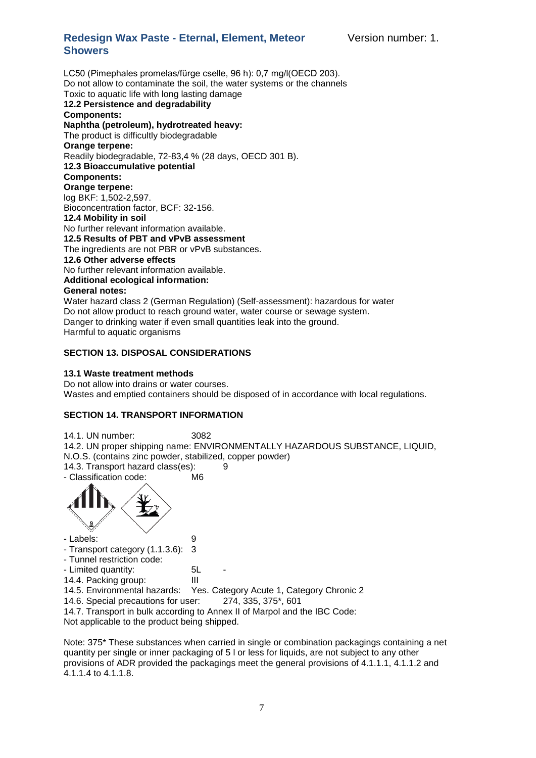LC50 (Pimephales promelas/fürge cselle, 96 h): 0,7 mg/l(OECD 203).
Do not allow to contaminate the soil, the water systems or the channels
Toxic to aquatic life with long lasting damage

**12.2 Persistence and degradability**

**Components:**

**Naphtha (petroleum), hydrotreated heavy:**

The product is difficultly biodegradable

**Orange terpene:**

Readily biodegradable, 72-83,4 % (28 days, OECD 301 B).

**12.3 Bioaccumulative potential**

**Components:**

**Orange terpene:**

log BKF: 1,502-2,597.
Bioconcentration factor, BCF: 32-156.

**12.4 Mobility in soil**

No further relevant information available.

**12.5 Results of PBT and vPvB assessment**

The ingredients are not PBR or vPvB substances.

**12.6 Other adverse effects**

No further relevant information available.

**Additional ecological information:**

**General notes:**

Water hazard class 2 (German Regulation) (Self-assessment): hazardous for water
Do not allow product to reach ground water, water course or sewage system.
Danger to drinking water if even small quantities leak into the ground.
Harmful to aquatic organisms

## SECTION 13. DISPOSAL CONSIDERATIONS

**13.1 Waste treatment methods**

Do not allow into drains or water courses.
Wastes and emptied containers should be disposed of in accordance with local regulations.

## SECTION 14. TRANSPORT INFORMATION

14.1. UN number: 3082
14.2. UN proper shipping name: ENVIRONMENTALLY HAZARDOUS SUBSTANCE, LIQUID, N.O.S. (contains zinc powder, stabilized, copper powder)
14.3. Transport hazard class(es): 9
- Classification code: M6
- Labels: 9
- Transport category (1.1.3.6): 3
- Tunnel restriction code:
- Limited quantity: 5L -

14.4. Packing group: III
14.5. Environmental hazards: Yes. Category Acute 1, Category Chronic 2
14.6. Special precautions for user: 274, 335, 375*, 601
14.7. Transport in bulk according to Annex II of Marpol and the IBC Code:
Not applicable to the product being shipped.

Note: 375* These substances when carried in single or combination packagings containing a net quantity per single or inner packaging of 5 l or less for liquids, are not subject to any other provisions of ADR provided the packagings meet the general provisions of 4.1.1.1, 4.1.1.2 and 4.1.1.4 to 4.1.1.8.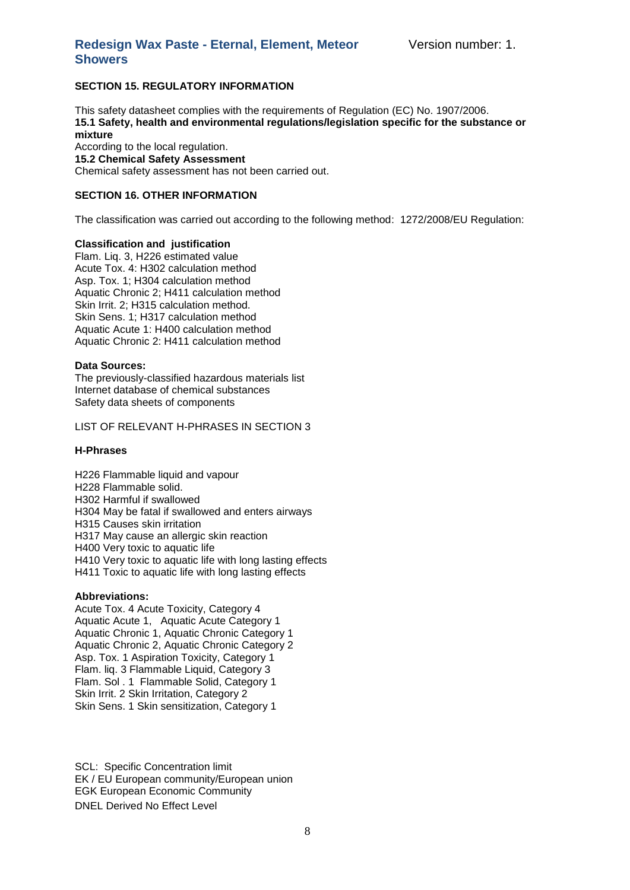### SECTION 15. REGULATORY INFORMATION

This safety datasheet complies with the requirements of Regulation (EC) No. 1907/2006.

**15.1 Safety, health and environmental regulations/legislation specific for the substance or mixture**

According to the local regulation.

**15.2 Chemical Safety Assessment**

Chemical safety assessment has not been carried out.

### SECTION 16. OTHER INFORMATION

The classification was carried out according to the following method: 1272/2008/EU Regulation:

**Classification and justification**

Flam. Liq. 3, H226 estimated value
Acute Tox. 4: H302 calculation method
Asp. Tox. 1; H304 calculation method
Aquatic Chronic 2; H411 calculation method
Skin Irrit. 2; H315 calculation method.
Skin Sens. 1; H317 calculation method
Aquatic Acute 1: H400 calculation method
Aquatic Chronic 2: H411 calculation method

**Data Sources:**

The previously-classified hazardous materials list
Internet database of chemical substances
Safety data sheets of components

LIST OF RELEVANT H-PHRASES IN SECTION 3

**H-Phrases**

H226 Flammable liquid and vapour
H228 Flammable solid.
H302 Harmful if swallowed
H304 May be fatal if swallowed and enters airways
H315 Causes skin irritation
H317 May cause an allergic skin reaction
H400 Very toxic to aquatic life
H410 Very toxic to aquatic life with long lasting effects
H411 Toxic to aquatic life with long lasting effects

**Abbreviations:**

Acute Tox. 4 Acute Toxicity, Category 4
Aquatic Acute 1, Aquatic Acute Category 1
Aquatic Chronic 1, Aquatic Chronic Category 1
Aquatic Chronic 2, Aquatic Chronic Category 2
Asp. Tox. 1 Aspiration Toxicity, Category 1
Flam. liq. 3 Flammable Liquid, Category 3
Flam. Sol . 1 Flammable Solid, Category 1
Skin Irrit. 2 Skin Irritation, Category 2
Skin Sens. 1 Skin sensitization, Category 1

SCL: Specific Concentration limit
EK / EU European community/European union
EGK European Economic Community
DNEL Derived No Effect Level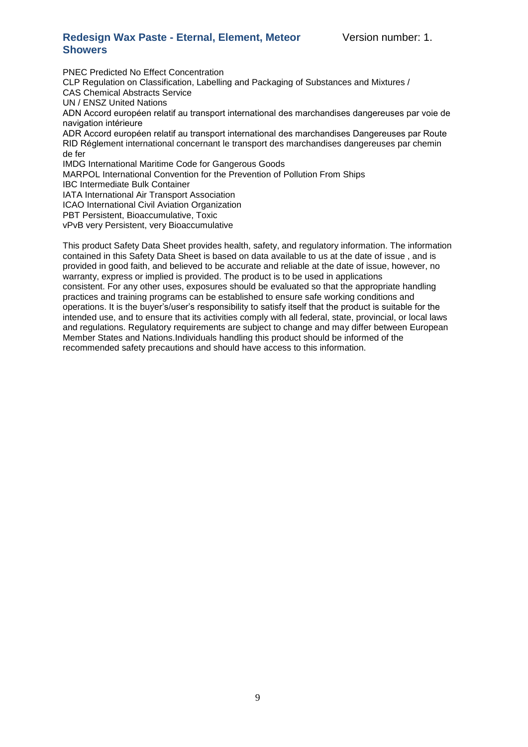PNEC Predicted No Effect Concentration
CLP Regulation on Classification, Labelling and Packaging of Substances and Mixtures /
CAS Chemical Abstracts Service
UN / ENSZ United Nations
ADN Accord européen relatif au transport international des marchandises dangereuses par voie de navigation intérieure
ADR Accord européen relatif au transport international des marchandises Dangereuses par Route
RID Réglement international concernant le transport des marchandises dangereuses par chemin de fer
IMDG International Maritime Code for Gangerous Goods
MARPOL International Convention for the Prevention of Pollution From Ships
IBC Intermediate Bulk Container
IATA International Air Transport Association
ICAO International Civil Aviation Organization
PBT Persistent, Bioaccumulative, Toxic
vPvB very Persistent, very Bioaccumulative

This product Safety Data Sheet provides health, safety, and regulatory information. The information contained in this Safety Data Sheet is based on data available to us at the date of issue , and is provided in good faith, and believed to be accurate and reliable at the date of issue, however, no warranty, express or implied is provided. The product is to be used in applications consistent. For any other uses, exposures should be evaluated so that the appropriate handling practices and training programs can be established to ensure safe working conditions and operations. It is the buyer's/user's responsibility to satisfy itself that the product is suitable for the intended use, and to ensure that its activities comply with all federal, state, provincial, or local laws and regulations. Regulatory requirements are subject to change and may differ between European Member States and Nations.Individuals handling this product should be informed of the recommended safety precautions and should have access to this information.